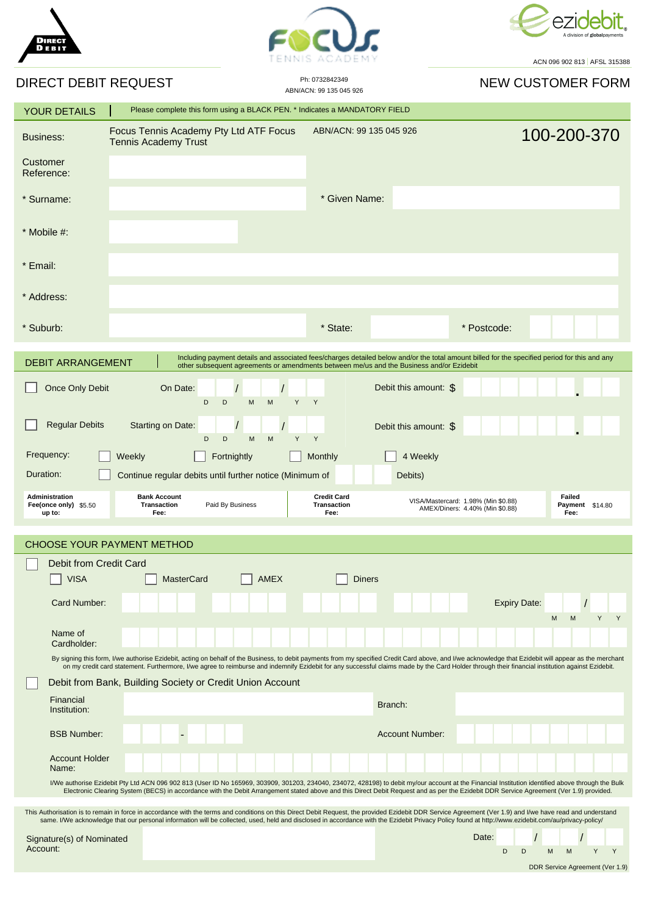DIRECT DEBIT

FOCUS TENNIS ACADEMY

ezidebit A division of globalpayments

ACN 096 902 813 | AFSL 315388

# DIRECT DEBIT REQUEST

Ph: 0732842349
ABN/ACN: 99 135 045 926

# NEW CUSTOMER FORM

## YOUR DETAILS

Please complete this form using a BLACK PEN. * Indicates a MANDATORY FIELD

| | | | |
|---|---|---|---|
| Business: | Focus Tennis Academy Pty Ltd ATF Focus Tennis Academy Trust | ABN/ACN: 99 135 045 926 | 100-200-370 |
| Customer Reference: | | | |
| * Surname: | | * Given Name: | |
| * Mobile #: | | | |
| * Email: | | | |
| * Address: | | | |
| * Suburb: | | * State: | * Postcode: |

## DEBIT ARRANGEMENT

Including payment details and associated fees/charges detailed below and/or the total amount billed for the specified period for this and any other subsequent agreements or amendments between me/us and the Business and/or Ezidebit

☐ Once Only Debit — On Date: __ __ / __ __ / __ __ (D D / M M / Y Y) — Debit this amount: $ ______ . ____

☐ Regular Debits — Starting on Date: __ __ / __ __ / __ __ (D D / M M / Y Y) — Debit this amount: $ ______ . ____

Frequency: ☐ Weekly ☐ Fortnightly ☐ Monthly ☐ 4 Weekly

Duration: ☐ Continue regular debits until further notice (Minimum of ____ Debits)

| Administration Fee(once only) up to: | $5.50 | Bank Account Transaction Fee: | Paid By Business | Credit Card Transaction Fee: | VISA/Mastercard: 1.98% (Min $0.88) AMEX/Diners: 4.40% (Min $0.88) | Failed Payment Fee: | $14.80 |
|---|---|---|---|---|---|---|---|

## CHOOSE YOUR PAYMENT METHOD

☐ Debit from Credit Card

☐ VISA ☐ MasterCard ☐ AMEX ☐ Diners

Card Number: ____ ____ ____ ____ — Expiry Date: __ __ / __ __ (M M / Y Y)

Name of Cardholder:

By signing this form, I/we authorise Ezidebit, acting on behalf of the Business, to debit payments from my specified Credit Card above, and I/we acknowledge that Ezidebit will appear as the merchant on my credit card statement. Furthermore, I/we agree to reimburse and indemnify Ezidebit for any successful claims made by the Card Holder through their financial institution against Ezidebit.

☐ Debit from Bank, Building Society or Credit Union Account

Financial Institution: — Branch:

BSB Number: ___ - ___ — Account Number:

Account Holder Name:

I/We authorise Ezidebit Pty Ltd ACN 096 902 813 (User ID No 165969, 303909, 301203, 234040, 234072, 428198) to debit my/our account at the Financial Institution identified above through the Bulk Electronic Clearing System (BECS) in accordance with the Debit Arrangement stated above and this Direct Debit Request and as per the Ezidebit DDR Service Agreement (Ver 1.9) provided.

This Authorisation is to remain in force in accordance with the terms and conditions on this Direct Debit Request, the provided Ezidebit DDR Service Agreement (Ver 1.9) and I/we have read and understand same. I/We acknowledge that our personal information will be collected, used, held and disclosed in accordance with the Ezidebit Privacy Policy found at http://www.ezidebit.com.au/privacy-policy/

Signature(s) of Nominated Account: — Date: __ __ / __ __ / __ __ (D D / M M / Y Y)

DDR Service Agreement (Ver 1.9)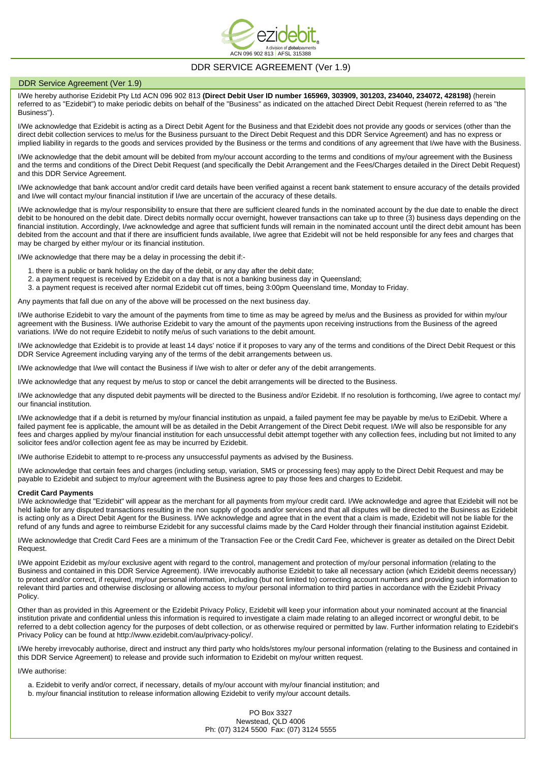ezidebit
A division of globalpayments
ACN 096 902 813 | AFSL 315388

# DDR SERVICE AGREEMENT (Ver 1.9)

## DDR Service Agreement (Ver 1.9)

I/We hereby authorise Ezidebit Pty Ltd ACN 096 902 813 **(Direct Debit User ID number 165969, 303909, 301203, 234040, 234072, 428198)** (herein referred to as "Ezidebit") to make periodic debits on behalf of the "Business" as indicated on the attached Direct Debit Request (herein referred to as "the Business").

I/We acknowledge that Ezidebit is acting as a Direct Debit Agent for the Business and that Ezidebit does not provide any goods or services (other than the direct debit collection services to me/us for the Business pursuant to the Direct Debit Request and this DDR Service Agreement) and has no express or implied liability in regards to the goods and services provided by the Business or the terms and conditions of any agreement that I/we have with the Business.

I/We acknowledge that the debit amount will be debited from my/our account according to the terms and conditions of my/our agreement with the Business and the terms and conditions of the Direct Debit Request (and specifically the Debit Arrangement and the Fees/Charges detailed in the Direct Debit Request) and this DDR Service Agreement.

I/We acknowledge that bank account and/or credit card details have been verified against a recent bank statement to ensure accuracy of the details provided and I/we will contact my/our financial institution if I/we are uncertain of the accuracy of these details.

I/We acknowledge that is my/our responsibility to ensure that there are sufficient cleared funds in the nominated account by the due date to enable the direct debit to be honoured on the debit date. Direct debits normally occur overnight, however transactions can take up to three (3) business days depending on the financial institution. Accordingly, I/we acknowledge and agree that sufficient funds will remain in the nominated account until the direct debit amount has been debited from the account and that if there are insufficient funds available, I/we agree that Ezidebit will not be held responsible for any fees and charges that may be charged by either my/our or its financial institution.

I/We acknowledge that there may be a delay in processing the debit if:-

1. there is a public or bank holiday on the day of the debit, or any day after the debit date;
2. a payment request is received by Ezidebit on a day that is not a banking business day in Queensland;
3. a payment request is received after normal Ezidebit cut off times, being 3:00pm Queensland time, Monday to Friday.

Any payments that fall due on any of the above will be processed on the next business day.

I/We authorise Ezidebit to vary the amount of the payments from time to time as may be agreed by me/us and the Business as provided for within my/our agreement with the Business. I/We authorise Ezidebit to vary the amount of the payments upon receiving instructions from the Business of the agreed variations. I/We do not require Ezidebit to notify me/us of such variations to the debit amount.

I/We acknowledge that Ezidebit is to provide at least 14 days' notice if it proposes to vary any of the terms and conditions of the Direct Debit Request or this DDR Service Agreement including varying any of the terms of the debit arrangements between us.

I/We acknowledge that I/we will contact the Business if I/we wish to alter or defer any of the debit arrangements.

I/We acknowledge that any request by me/us to stop or cancel the debit arrangements will be directed to the Business.

I/We acknowledge that any disputed debit payments will be directed to the Business and/or Ezidebit. If no resolution is forthcoming, I/we agree to contact my/our financial institution.

I/We acknowledge that if a debit is returned by my/our financial institution as unpaid, a failed payment fee may be payable by me/us to EziDebit. Where a failed payment fee is applicable, the amount will be as detailed in the Debit Arrangement of the Direct Debit request. I/We will also be responsible for any fees and charges applied by my/our financial institution for each unsuccessful debit attempt together with any collection fees, including but not limited to any solicitor fees and/or collection agent fee as may be incurred by Ezidebit.

I/We authorise Ezidebit to attempt to re-process any unsuccessful payments as advised by the Business.

I/We acknowledge that certain fees and charges (including setup, variation, SMS or processing fees) may apply to the Direct Debit Request and may be payable to Ezidebit and subject to my/our agreement with the Business agree to pay those fees and charges to Ezidebit.

**Credit Card Payments**

I/We acknowledge that "Ezidebit" will appear as the merchant for all payments from my/our credit card. I/We acknowledge and agree that Ezidebit will not be held liable for any disputed transactions resulting in the non supply of goods and/or services and that all disputes will be directed to the Business as Ezidebit is acting only as a Direct Debit Agent for the Business. I/We acknowledge and agree that in the event that a claim is made, Ezidebit will not be liable for the refund of any funds and agree to reimburse Ezidebit for any successful claims made by the Card Holder through their financial institution against Ezidebit.

I/We acknowledge that Credit Card Fees are a minimum of the Transaction Fee or the Credit Card Fee, whichever is greater as detailed on the Direct Debit Request.

I/We appoint Ezidebit as my/our exclusive agent with regard to the control, management and protection of my/our personal information (relating to the Business and contained in this DDR Service Agreement). I/We irrevocably authorise Ezidebit to take all necessary action (which Ezidebit deems necessary) to protect and/or correct, if required, my/our personal information, including (but not limited to) correcting account numbers and providing such information to relevant third parties and otherwise disclosing or allowing access to my/our personal information to third parties in accordance with the Ezidebit Privacy Policy.

Other than as provided in this Agreement or the Ezidebit Privacy Policy, Ezidebit will keep your information about your nominated account at the financial institution private and confidential unless this information is required to investigate a claim made relating to an alleged incorrect or wrongful debit, to be referred to a debt collection agency for the purposes of debt collection, or as otherwise required or permitted by law. Further information relating to Ezidebit's Privacy Policy can be found at http://www.ezidebit.com/au/privacy-policy/.

I/We hereby irrevocably authorise, direct and instruct any third party who holds/stores my/our personal information (relating to the Business and contained in this DDR Service Agreement) to release and provide such information to Ezidebit on my/our written request.

I/We authorise:

a. Ezidebit to verify and/or correct, if necessary, details of my/our account with my/our financial institution; and
b. my/our financial institution to release information allowing Ezidebit to verify my/our account details.

PO Box 3327
Newstead, QLD 4006
Ph: (07) 3124 5500 Fax: (07) 3124 5555